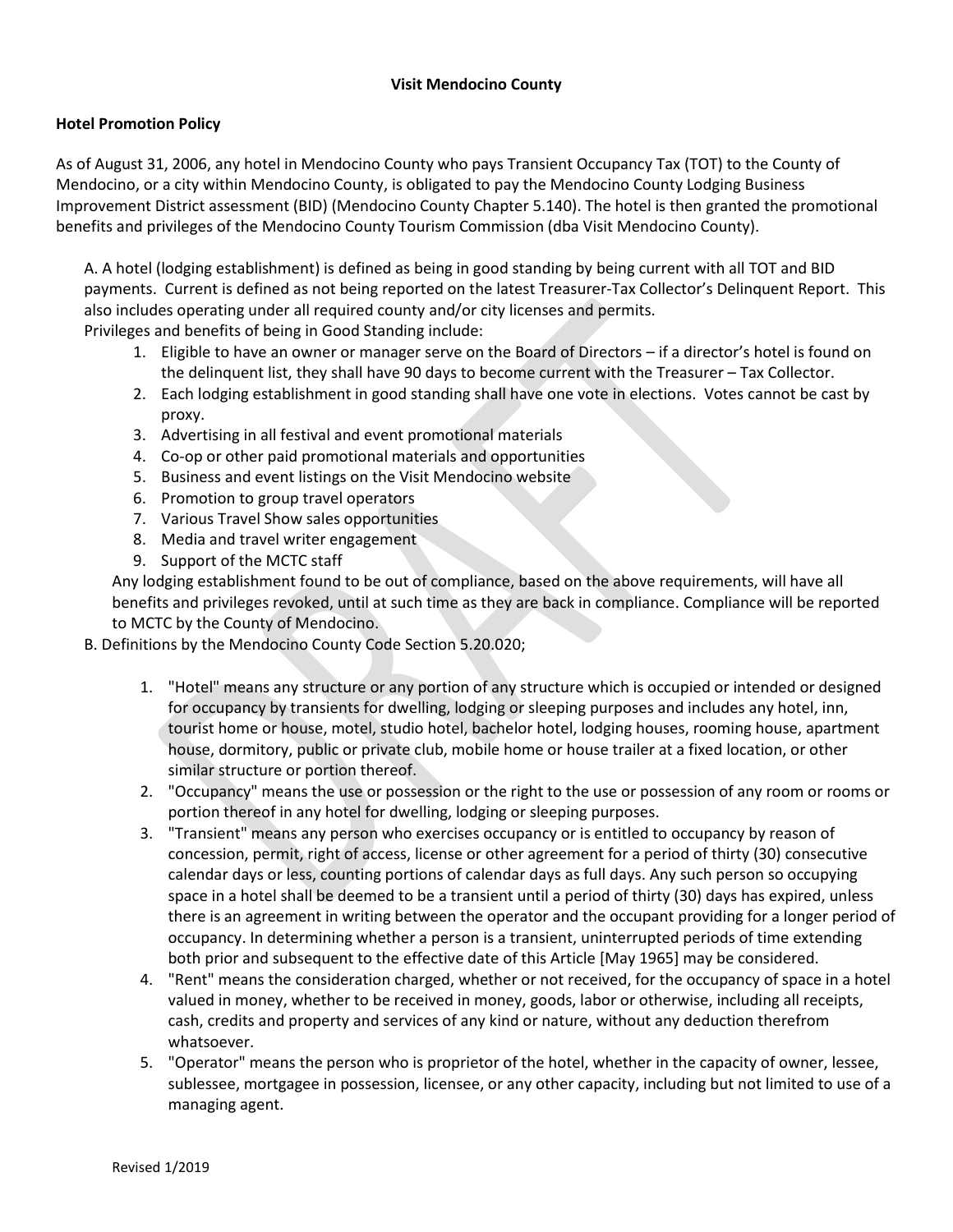**Visit Mendocino County**

**Hotel Promotion Policy**

As of August 31, 2006, any hotel in Mendocino County who pays Transient Occupancy Tax (TOT) to the County of Mendocino, or a city within Mendocino County, is obligated to pay the Mendocino County Lodging Business Improvement District assessment (BID) (Mendocino County Chapter 5.140). The hotel is then granted the promotional benefits and privileges of the Mendocino County Tourism Commission (dba Visit Mendocino County).

A. A hotel (lodging establishment) is defined as being in good standing by being current with all TOT and BID payments. Current is defined as not being reported on the latest Treasurer-Tax Collector's Delinquent Report. This also includes operating under all required county and/or city licenses and permits.

Privileges and benefits of being in Good Standing include:

1. Eligible to have an owner or manager serve on the Board of Directors – if a director's hotel is found on the delinquent list, they shall have 90 days to become current with the Treasurer – Tax Collector.
2. Each lodging establishment in good standing shall have one vote in elections. Votes cannot be cast by proxy.
3. Advertising in all festival and event promotional materials
4. Co-op or other paid promotional materials and opportunities
5. Business and event listings on the Visit Mendocino website
6. Promotion to group travel operators
7. Various Travel Show sales opportunities
8. Media and travel writer engagement
9. Support of the MCTC staff

Any lodging establishment found to be out of compliance, based on the above requirements, will have all benefits and privileges revoked, until at such time as they are back in compliance. Compliance will be reported to MCTC by the County of Mendocino.

B. Definitions by the Mendocino County Code Section 5.20.020;

1. "Hotel" means any structure or any portion of any structure which is occupied or intended or designed for occupancy by transients for dwelling, lodging or sleeping purposes and includes any hotel, inn, tourist home or house, motel, studio hotel, bachelor hotel, lodging houses, rooming house, apartment house, dormitory, public or private club, mobile home or house trailer at a fixed location, or other similar structure or portion thereof.
2. "Occupancy" means the use or possession or the right to the use or possession of any room or rooms or portion thereof in any hotel for dwelling, lodging or sleeping purposes.
3. "Transient" means any person who exercises occupancy or is entitled to occupancy by reason of concession, permit, right of access, license or other agreement for a period of thirty (30) consecutive calendar days or less, counting portions of calendar days as full days. Any such person so occupying space in a hotel shall be deemed to be a transient until a period of thirty (30) days has expired, unless there is an agreement in writing between the operator and the occupant providing for a longer period of occupancy. In determining whether a person is a transient, uninterrupted periods of time extending both prior and subsequent to the effective date of this Article [May 1965] may be considered.
4. "Rent" means the consideration charged, whether or not received, for the occupancy of space in a hotel valued in money, whether to be received in money, goods, labor or otherwise, including all receipts, cash, credits and property and services of any kind or nature, without any deduction therefrom whatsoever.
5. "Operator" means the person who is proprietor of the hotel, whether in the capacity of owner, lessee, sublessee, mortgagee in possession, licensee, or any other capacity, including but not limited to use of a managing agent.

Revised 1/2019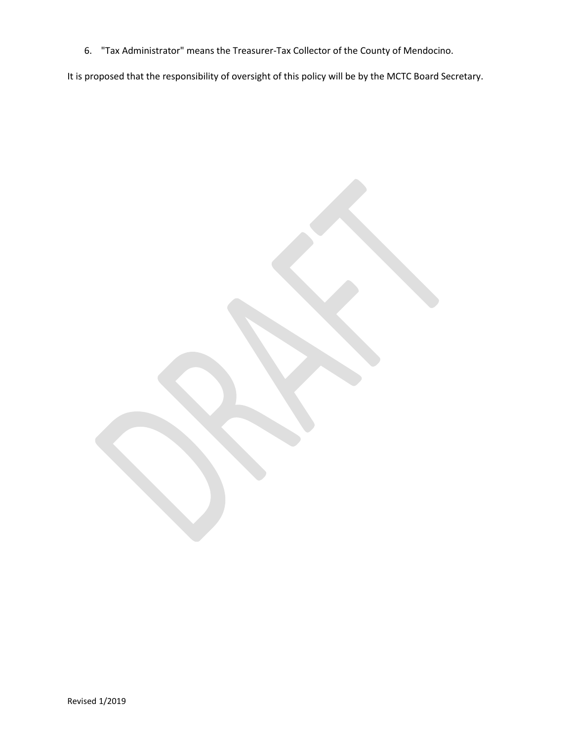6. "Tax Administrator" means the Treasurer-Tax Collector of the County of Mendocino.

It is proposed that the responsibility of oversight of this policy will be by the MCTC Board Secretary.